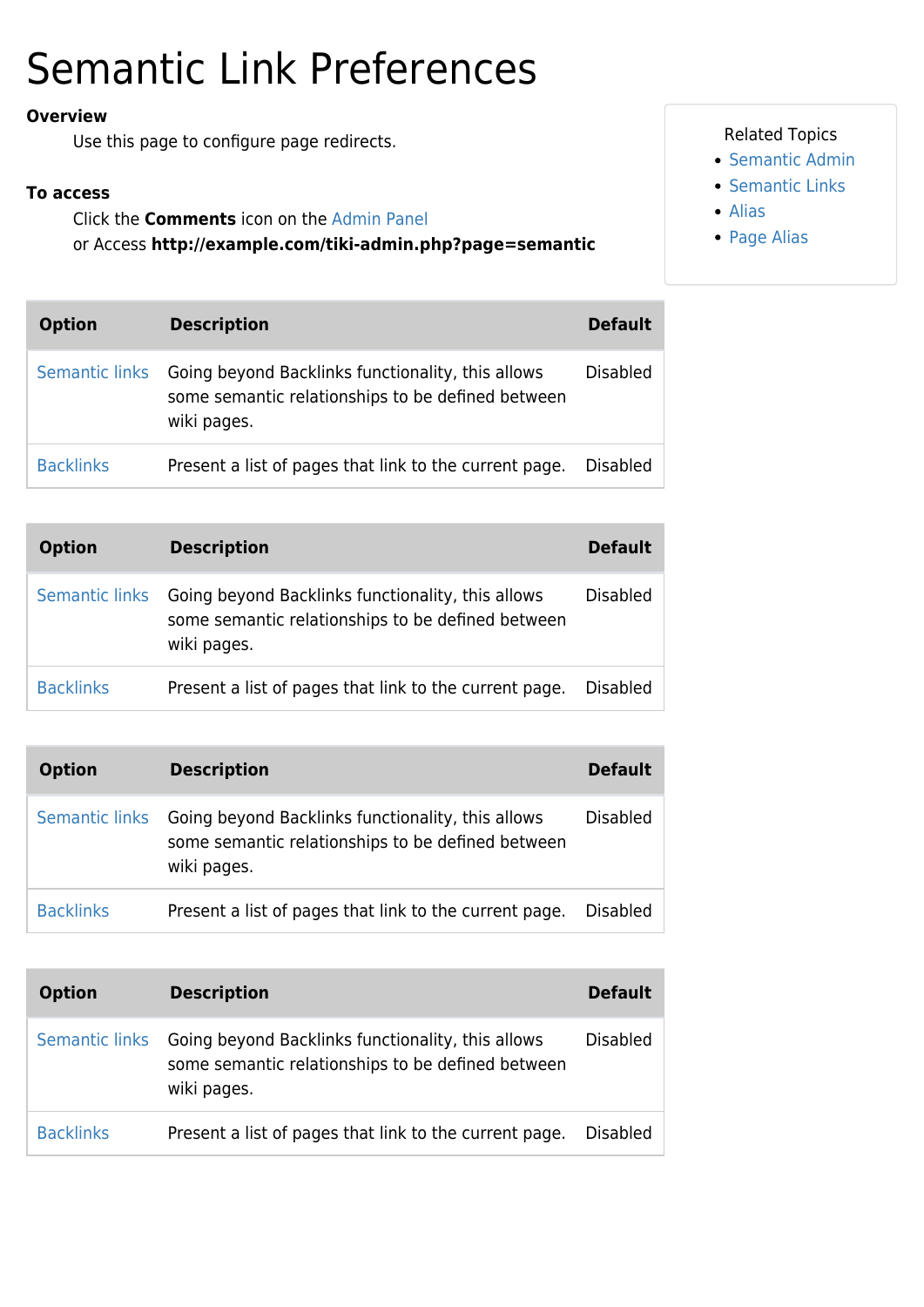# Semantic Link Preferences

**Overview**

Use this page to configure page redirects.

**To access**

Click the **Comments** icon on the Admin Panel
or Access **http://example.com/tiki-admin.php?page=semantic**

Related Topics

- Semantic Admin
- Semantic Links
- Alias
- Page Alias

| Option | Description | Default |
|---|---|---|
| Semantic links | Going beyond Backlinks functionality, this allows some semantic relationships to be defined between wiki pages. | Disabled |
| Backlinks | Present a list of pages that link to the current page. | Disabled |

| Option | Description | Default |
|---|---|---|
| Semantic links | Going beyond Backlinks functionality, this allows some semantic relationships to be defined between wiki pages. | Disabled |
| Backlinks | Present a list of pages that link to the current page. | Disabled |

| Option | Description | Default |
|---|---|---|
| Semantic links | Going beyond Backlinks functionality, this allows some semantic relationships to be defined between wiki pages. | Disabled |
| Backlinks | Present a list of pages that link to the current page. | Disabled |

| Option | Description | Default |
|---|---|---|
| Semantic links | Going beyond Backlinks functionality, this allows some semantic relationships to be defined between wiki pages. | Disabled |
| Backlinks | Present a list of pages that link to the current page. | Disabled |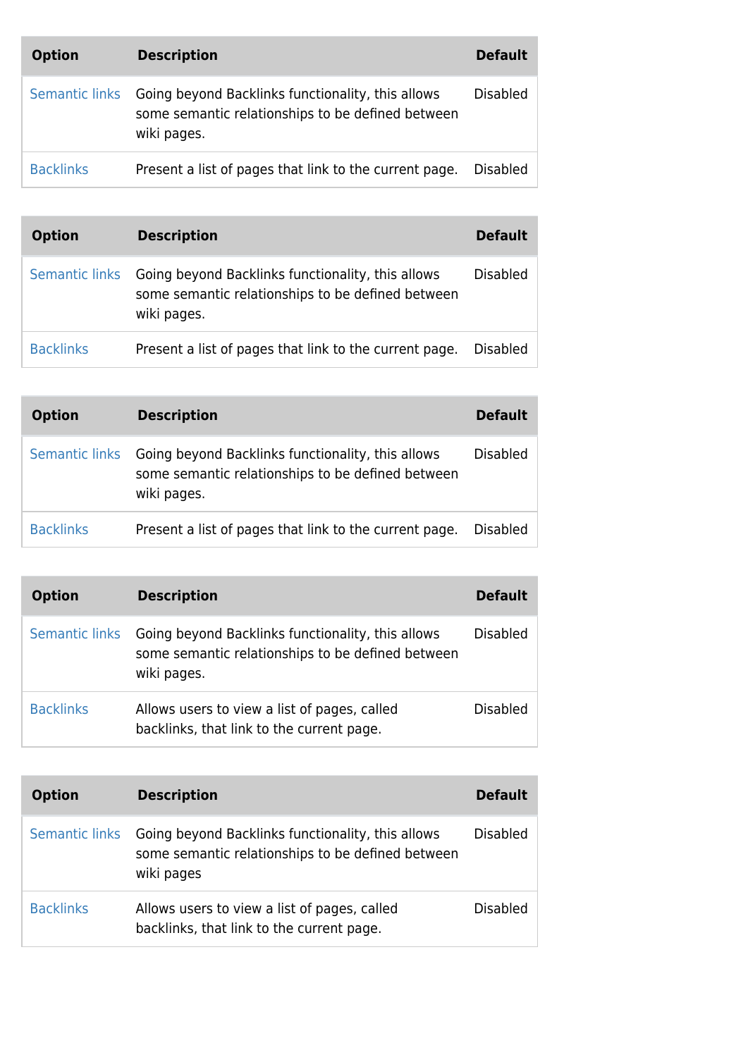| Option | Description | Default |
| --- | --- | --- |
| Semantic links | Going beyond Backlinks functionality, this allows some semantic relationships to be defined between wiki pages. | Disabled |
| Backlinks | Present a list of pages that link to the current page. | Disabled |

| Option | Description | Default |
| --- | --- | --- |
| Semantic links | Going beyond Backlinks functionality, this allows some semantic relationships to be defined between wiki pages. | Disabled |
| Backlinks | Present a list of pages that link to the current page. | Disabled |

| Option | Description | Default |
| --- | --- | --- |
| Semantic links | Going beyond Backlinks functionality, this allows some semantic relationships to be defined between wiki pages. | Disabled |
| Backlinks | Present a list of pages that link to the current page. | Disabled |

| Option | Description | Default |
| --- | --- | --- |
| Semantic links | Going beyond Backlinks functionality, this allows some semantic relationships to be defined between wiki pages. | Disabled |
| Backlinks | Allows users to view a list of pages, called backlinks, that link to the current page. | Disabled |

| Option | Description | Default |
| --- | --- | --- |
| Semantic links | Going beyond Backlinks functionality, this allows some semantic relationships to be defined between wiki pages | Disabled |
| Backlinks | Allows users to view a list of pages, called backlinks, that link to the current page. | Disabled |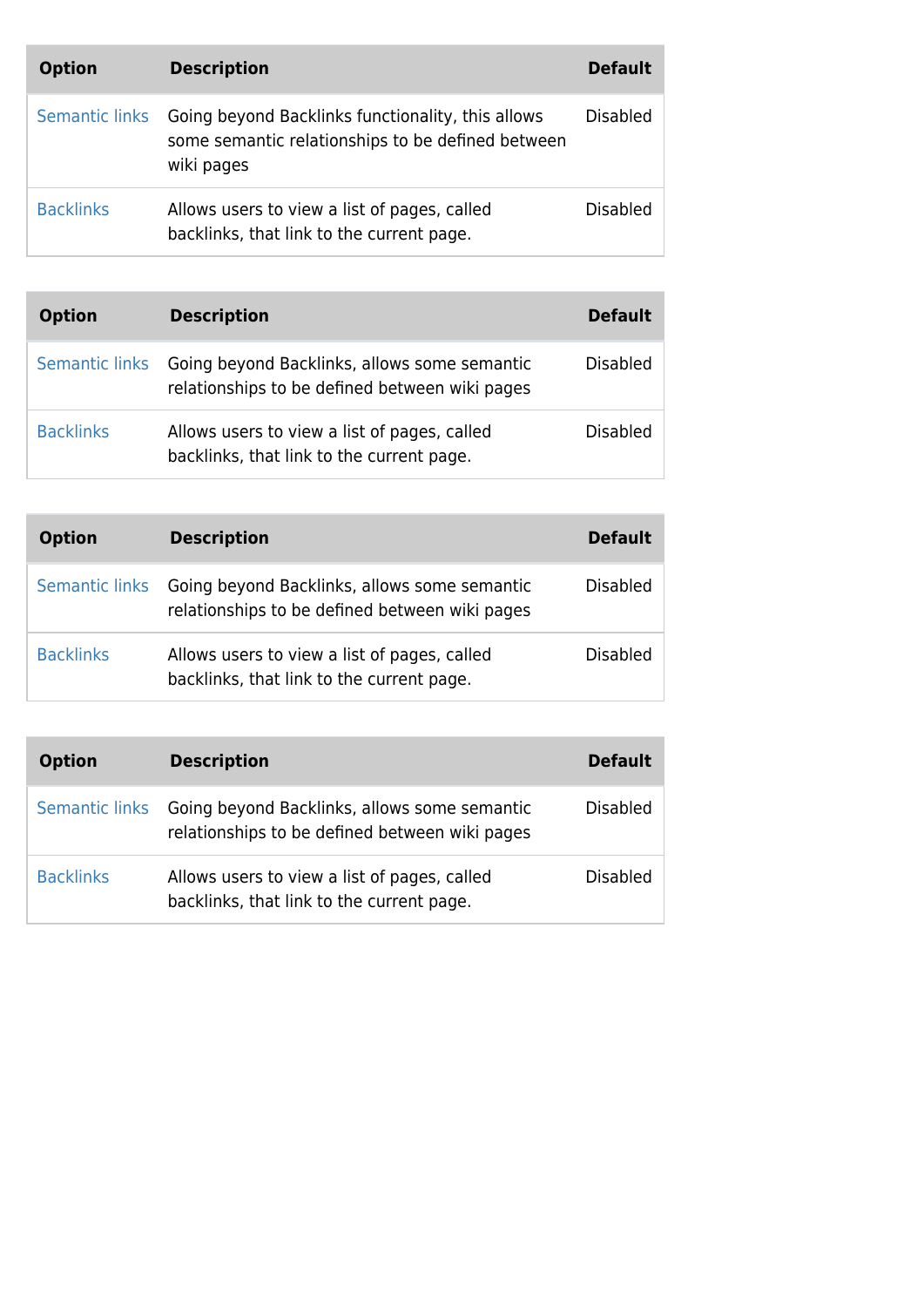| Option | Description | Default |
| --- | --- | --- |
| Semantic links | Going beyond Backlinks functionality, this allows some semantic relationships to be defined between wiki pages | Disabled |
| Backlinks | Allows users to view a list of pages, called backlinks, that link to the current page. | Disabled |

| Option | Description | Default |
| --- | --- | --- |
| Semantic links | Going beyond Backlinks, allows some semantic relationships to be defined between wiki pages | Disabled |
| Backlinks | Allows users to view a list of pages, called backlinks, that link to the current page. | Disabled |

| Option | Description | Default |
| --- | --- | --- |
| Semantic links | Going beyond Backlinks, allows some semantic relationships to be defined between wiki pages | Disabled |
| Backlinks | Allows users to view a list of pages, called backlinks, that link to the current page. | Disabled |

| Option | Description | Default |
| --- | --- | --- |
| Semantic links | Going beyond Backlinks, allows some semantic relationships to be defined between wiki pages | Disabled |
| Backlinks | Allows users to view a list of pages, called backlinks, that link to the current page. | Disabled |